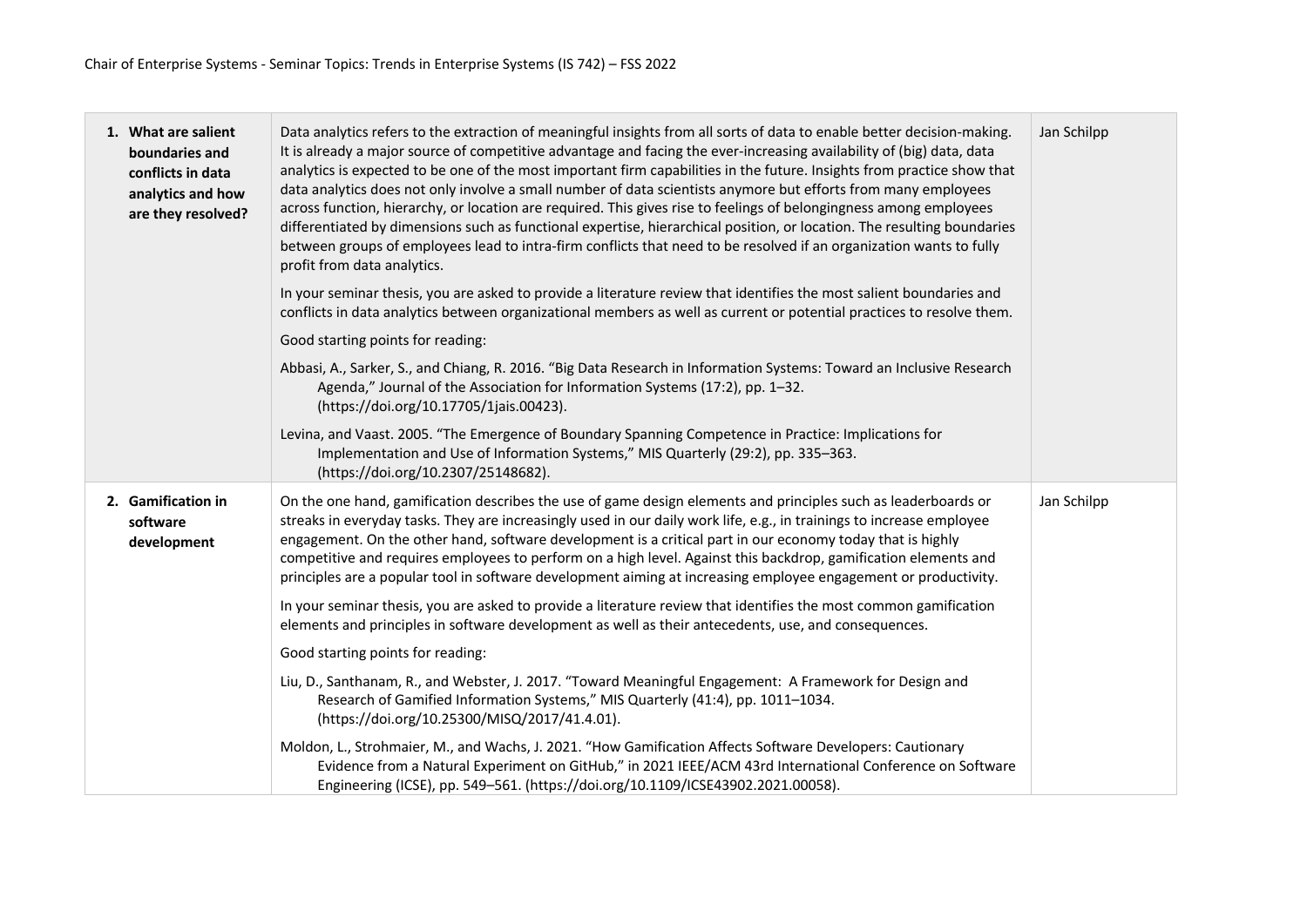Chair of Enterprise Systems - Seminar Topics: Trends in Enterprise Systems (IS 742) – FSS 2022

| Topic | Description | Supervisor |
|---|---|---|
| **1. What are salient boundaries and conflicts in data analytics and how are they resolved?** | Data analytics refers to the extraction of meaningful insights from all sorts of data to enable better decision-making. It is already a major source of competitive advantage and facing the ever-increasing availability of (big) data, data analytics is expected to be one of the most important firm capabilities in the future. Insights from practice show that data analytics does not only involve a small number of data scientists anymore but efforts from many employees across function, hierarchy, or location are required. This gives rise to feelings of belongingness among employees differentiated by dimensions such as functional expertise, hierarchical position, or location. The resulting boundaries between groups of employees lead to intra-firm conflicts that need to be resolved if an organization wants to fully profit from data analytics.<br><br>In your seminar thesis, you are asked to provide a literature review that identifies the most salient boundaries and conflicts in data analytics between organizational members as well as current or potential practices to resolve them.<br><br>Good starting points for reading:<br><br>Abbasi, A., Sarker, S., and Chiang, R. 2016. "Big Data Research in Information Systems: Toward an Inclusive Research Agenda," Journal of the Association for Information Systems (17:2), pp. 1–32. (https://doi.org/10.17705/1jais.00423).<br><br>Levina, and Vaast. 2005. "The Emergence of Boundary Spanning Competence in Practice: Implications for Implementation and Use of Information Systems," MIS Quarterly (29:2), pp. 335–363. (https://doi.org/10.2307/25148682). | Jan Schilpp |
| **2. Gamification in software development** | On the one hand, gamification describes the use of game design elements and principles such as leaderboards or streaks in everyday tasks. They are increasingly used in our daily work life, e.g., in trainings to increase employee engagement. On the other hand, software development is a critical part in our economy today that is highly competitive and requires employees to perform on a high level. Against this backdrop, gamification elements and principles are a popular tool in software development aiming at increasing employee engagement or productivity.<br><br>In your seminar thesis, you are asked to provide a literature review that identifies the most common gamification elements and principles in software development as well as their antecedents, use, and consequences.<br><br>Good starting points for reading:<br><br>Liu, D., Santhanam, R., and Webster, J. 2017. "Toward Meaningful Engagement: A Framework for Design and Research of Gamified Information Systems," MIS Quarterly (41:4), pp. 1011–1034. (https://doi.org/10.25300/MISQ/2017/41.4.01).<br><br>Moldon, L., Strohmaier, M., and Wachs, J. 2021. "How Gamification Affects Software Developers: Cautionary Evidence from a Natural Experiment on GitHub," in 2021 IEEE/ACM 43rd International Conference on Software Engineering (ICSE), pp. 549–561. (https://doi.org/10.1109/ICSE43902.2021.00058). | Jan Schilpp |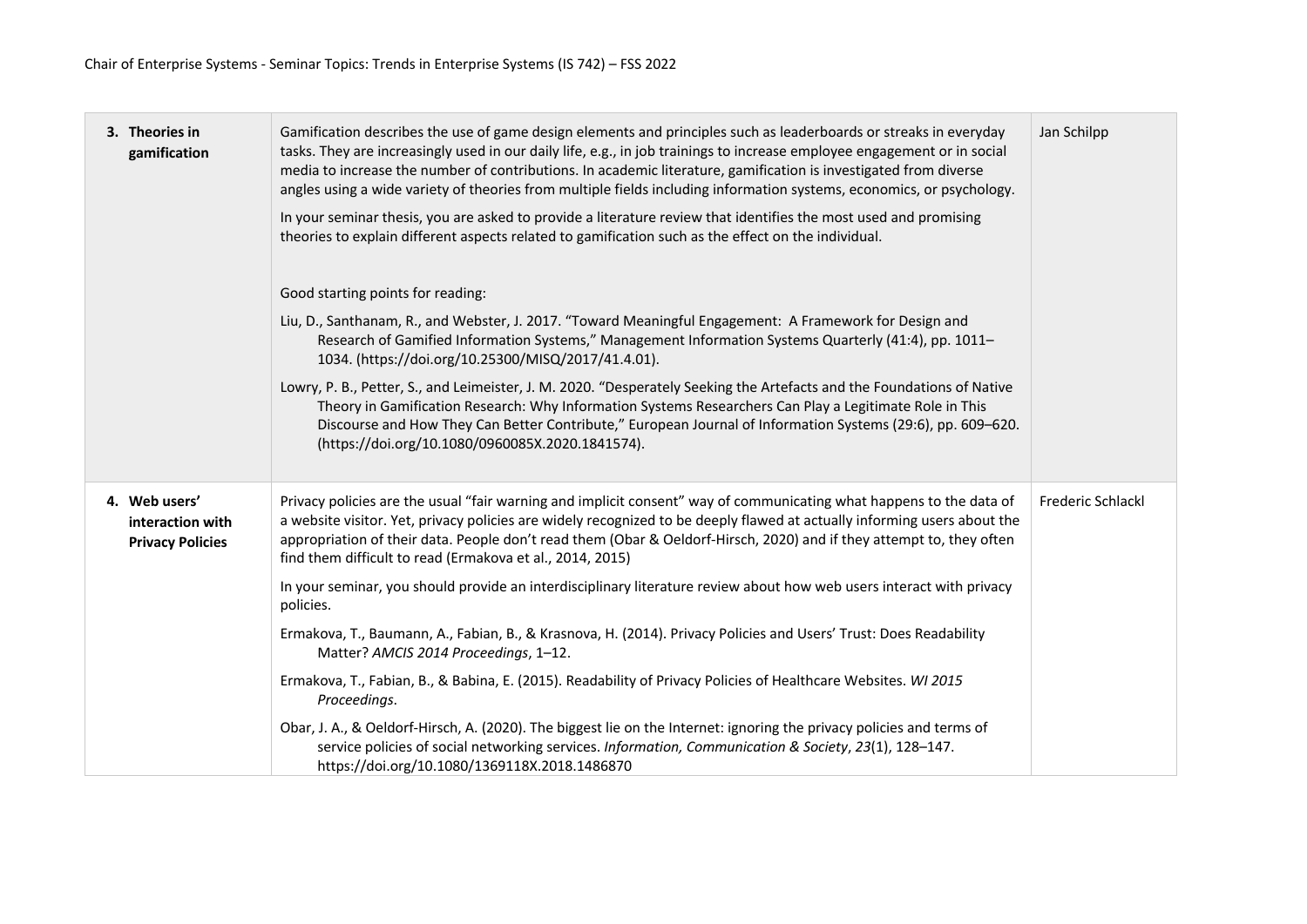| | | |
|---|---|---|
| **3. Theories in gamification** | Gamification describes the use of game design elements and principles such as leaderboards or streaks in everyday tasks. They are increasingly used in our daily life, e.g., in job trainings to increase employee engagement or in social media to increase the number of contributions. In academic literature, gamification is investigated from diverse angles using a wide variety of theories from multiple fields including information systems, economics, or psychology.<br><br>In your seminar thesis, you are asked to provide a literature review that identifies the most used and promising theories to explain different aspects related to gamification such as the effect on the individual.<br><br>Good starting points for reading:<br><br>Liu, D., Santhanam, R., and Webster, J. 2017. "Toward Meaningful Engagement: A Framework for Design and Research of Gamified Information Systems," Management Information Systems Quarterly (41:4), pp. 1011–1034. (https://doi.org/10.25300/MISQ/2017/41.4.01).<br><br>Lowry, P. B., Petter, S., and Leimeister, J. M. 2020. "Desperately Seeking the Artefacts and the Foundations of Native Theory in Gamification Research: Why Information Systems Researchers Can Play a Legitimate Role in This Discourse and How They Can Better Contribute," European Journal of Information Systems (29:6), pp. 609–620. (https://doi.org/10.1080/0960085X.2020.1841574). | Jan Schilpp |
| **4. Web users' interaction with Privacy Policies** | Privacy policies are the usual "fair warning and implicit consent" way of communicating what happens to the data of a website visitor. Yet, privacy policies are widely recognized to be deeply flawed at actually informing users about the appropriation of their data. People don't read them (Obar & Oeldorf-Hirsch, 2020) and if they attempt to, they often find them difficult to read (Ermakova et al., 2014, 2015)<br><br>In your seminar, you should provide an interdisciplinary literature review about how web users interact with privacy policies.<br><br>Ermakova, T., Baumann, A., Fabian, B., & Krasnova, H. (2014). Privacy Policies and Users' Trust: Does Readability Matter? *AMCIS 2014 Proceedings*, 1–12.<br><br>Ermakova, T., Fabian, B., & Babina, E. (2015). Readability of Privacy Policies of Healthcare Websites. *WI 2015 Proceedings*.<br><br>Obar, J. A., & Oeldorf-Hirsch, A. (2020). The biggest lie on the Internet: ignoring the privacy policies and terms of service policies of social networking services. *Information, Communication & Society*, *23*(1), 128–147. https://doi.org/10.1080/1369118X.2018.1486870 | Frederic Schlackl |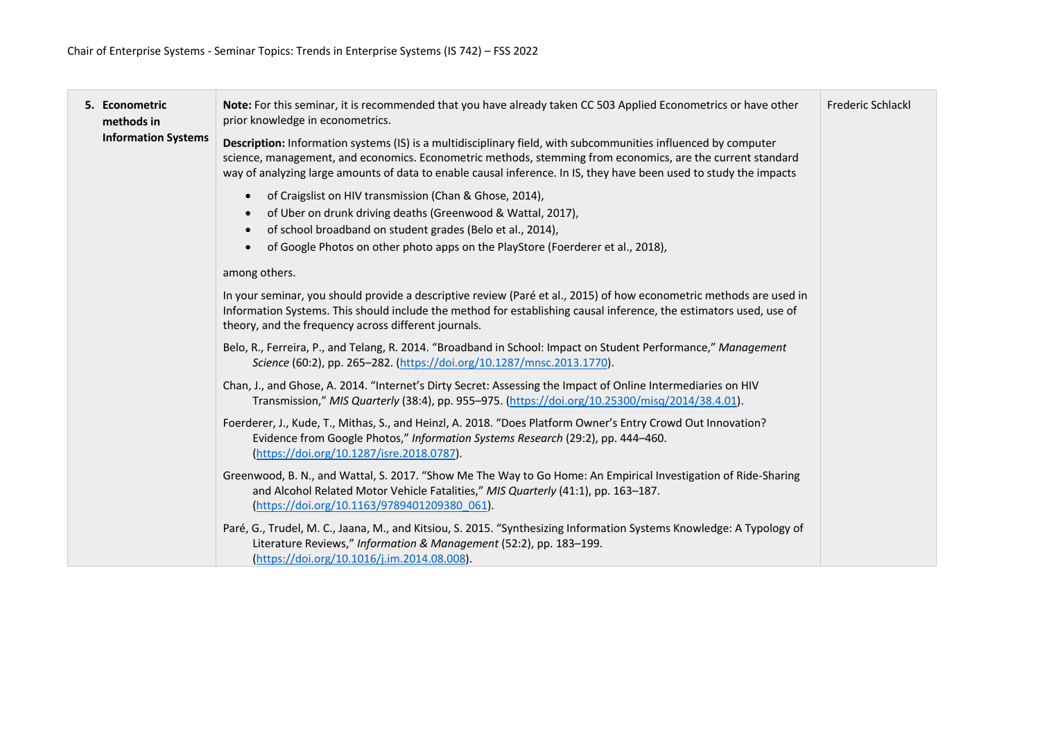| | | |
|---|---|---|
| **5. Econometric methods in Information Systems** | **Note:** For this seminar, it is recommended that you have already taken CC 503 Applied Econometrics or have other prior knowledge in econometrics.<br><br>**Description:** Information systems (IS) is a multidisciplinary field, with subcommunities influenced by computer science, management, and economics. Econometric methods, stemming from economics, are the current standard way of analyzing large amounts of data to enable causal inference. In IS, they have been used to study the impacts<br><br>• of Craigslist on HIV transmission (Chan & Ghose, 2014),<br>• of Uber on drunk driving deaths (Greenwood & Wattal, 2017),<br>• of school broadband on student grades (Belo et al., 2014),<br>• of Google Photos on other photo apps on the PlayStore (Foerderer et al., 2018),<br><br>among others.<br><br>In your seminar, you should provide a descriptive review (Paré et al., 2015) of how econometric methods are used in Information Systems. This should include the method for establishing causal inference, the estimators used, use of theory, and the frequency across different journals.<br><br>Belo, R., Ferreira, P., and Telang, R. 2014. "Broadband in School: Impact on Student Performance," *Management Science* (60:2), pp. 265–282. (https://doi.org/10.1287/mnsc.2013.1770).<br><br>Chan, J., and Ghose, A. 2014. "Internet's Dirty Secret: Assessing the Impact of Online Intermediaries on HIV Transmission," *MIS Quarterly* (38:4), pp. 955–975. (https://doi.org/10.25300/misq/2014/38.4.01).<br><br>Foerderer, J., Kude, T., Mithas, S., and Heinzl, A. 2018. "Does Platform Owner's Entry Crowd Out Innovation? Evidence from Google Photos," *Information Systems Research* (29:2), pp. 444–460. (https://doi.org/10.1287/isre.2018.0787).<br><br>Greenwood, B. N., and Wattal, S. 2017. "Show Me The Way to Go Home: An Empirical Investigation of Ride-Sharing and Alcohol Related Motor Vehicle Fatalities," *MIS Quarterly* (41:1), pp. 163–187. (https://doi.org/10.1163/9789401209380_061).<br><br>Paré, G., Trudel, M. C., Jaana, M., and Kitsiou, S. 2015. "Synthesizing Information Systems Knowledge: A Typology of Literature Reviews," *Information & Management* (52:2), pp. 183–199. (https://doi.org/10.1016/j.im.2014.08.008). | Frederic Schlackl |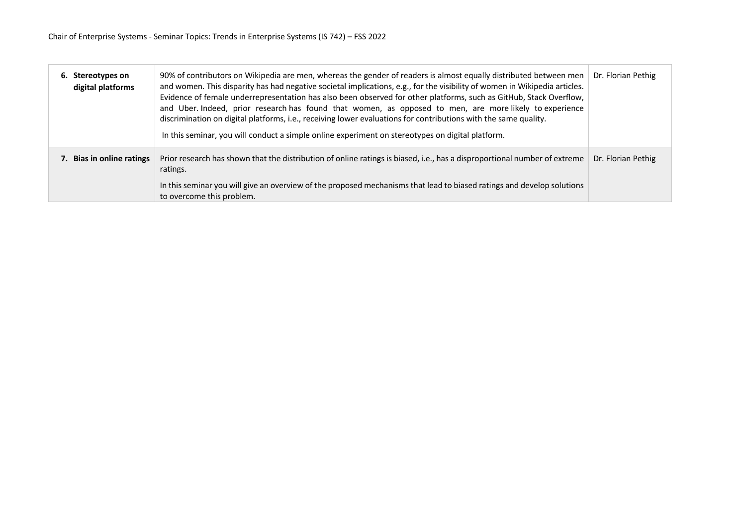| | | |
|---|---|---|
| **6. Stereotypes on digital platforms** | 90% of contributors on Wikipedia are men, whereas the gender of readers is almost equally distributed between men and women. This disparity has had negative societal implications, e.g., for the visibility of women in Wikipedia articles. Evidence of female underrepresentation has also been observed for other platforms, such as GitHub, Stack Overflow, and Uber. Indeed, prior research has found that women, as opposed to men, are more likely to experience discrimination on digital platforms, i.e., receiving lower evaluations for contributions with the same quality.<br><br>In this seminar, you will conduct a simple online experiment on stereotypes on digital platform. | Dr. Florian Pethig |
| **7. Bias in online ratings** | Prior research has shown that the distribution of online ratings is biased, i.e., has a disproportional number of extreme ratings.<br><br>In this seminar you will give an overview of the proposed mechanisms that lead to biased ratings and develop solutions to overcome this problem. | Dr. Florian Pethig |